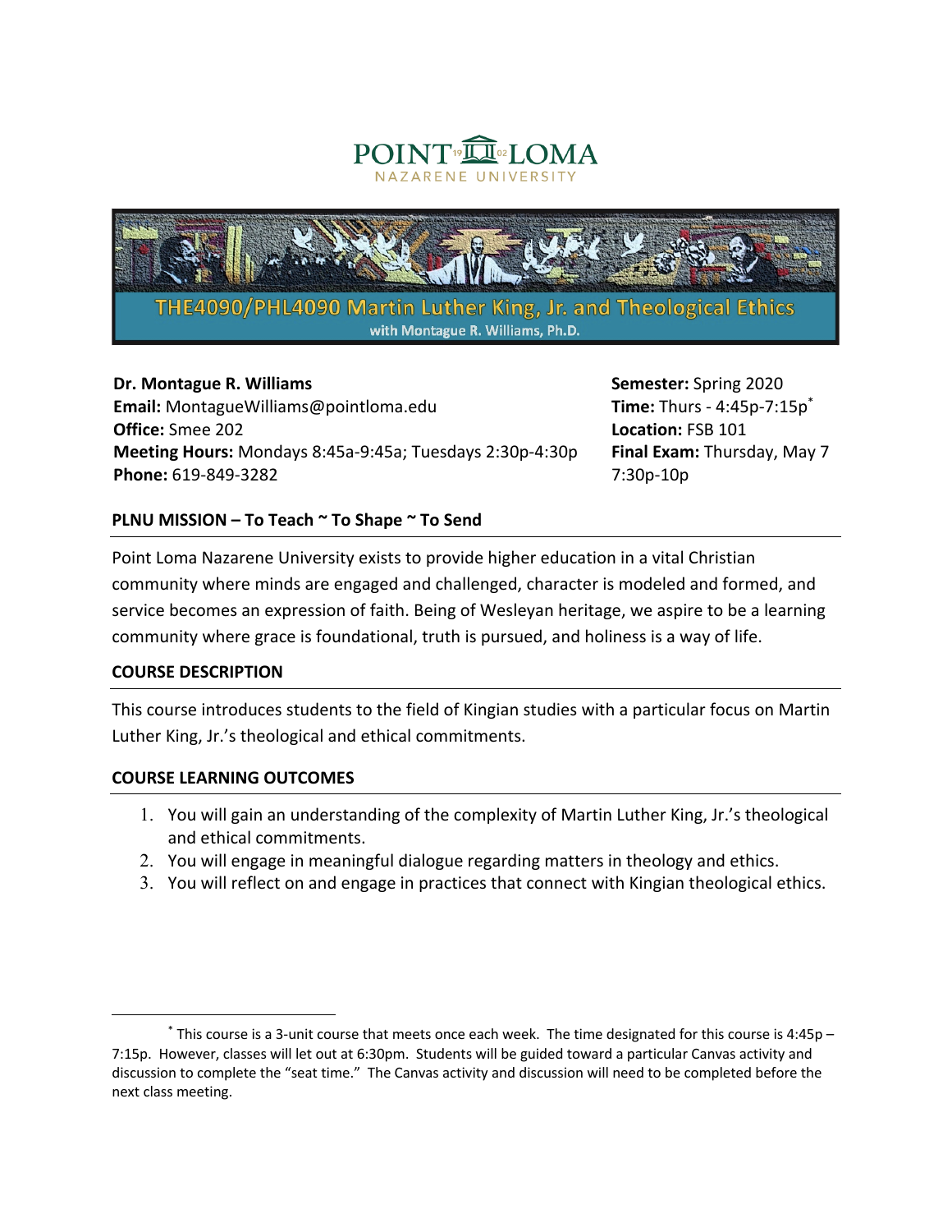POINT LOMA
NAZARENE UNIVERSITY

# THE4090/PHL4090 Martin Luther King, Jr. and Theological Ethics

with Montague R. Williams, Ph.D.

**Dr. Montague R. Williams**
**Email:** MontagueWilliams@pointloma.edu
**Office:** Smee 202
**Meeting Hours:** Mondays 8:45a-9:45a; Tuesdays 2:30p-4:30p
**Phone:** 619-849-3282

**Semester:** Spring 2020
**Time:** Thurs - 4:45p-7:15p*
**Location:** FSB 101
**Final Exam:** Thursday, May 7 7:30p-10p

## PLNU MISSION – To Teach ~ To Shape ~ To Send

Point Loma Nazarene University exists to provide higher education in a vital Christian community where minds are engaged and challenged, character is modeled and formed, and service becomes an expression of faith. Being of Wesleyan heritage, we aspire to be a learning community where grace is foundational, truth is pursued, and holiness is a way of life.

## COURSE DESCRIPTION

This course introduces students to the field of Kingian studies with a particular focus on Martin Luther King, Jr.'s theological and ethical commitments.

## COURSE LEARNING OUTCOMES

1. You will gain an understanding of the complexity of Martin Luther King, Jr.'s theological and ethical commitments.
2. You will engage in meaningful dialogue regarding matters in theology and ethics.
3. You will reflect on and engage in practices that connect with Kingian theological ethics.

---

* This course is a 3-unit course that meets once each week. The time designated for this course is 4:45p – 7:15p. However, classes will let out at 6:30pm. Students will be guided toward a particular Canvas activity and discussion to complete the "seat time." The Canvas activity and discussion will need to be completed before the next class meeting.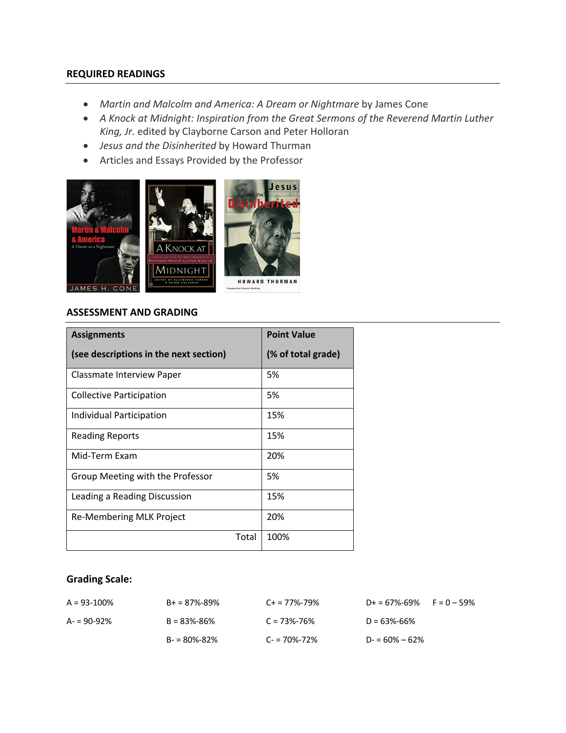## REQUIRED READINGS

- *Martin and Malcolm and America: A Dream or Nightmare* by James Cone
- *A Knock at Midnight: Inspiration from the Great Sermons of the Reverend Martin Luther King, Jr.* edited by Clayborne Carson and Peter Holloran
- *Jesus and the Disinherited* by Howard Thurman
- Articles and Essays Provided by the Professor

## ASSESSMENT AND GRADING

| Assignments (see descriptions in the next section) | Point Value (% of total grade) |
|---|---|
| Classmate Interview Paper | 5% |
| Collective Participation | 5% |
| Individual Participation | 15% |
| Reading Reports | 15% |
| Mid-Term Exam | 20% |
| Group Meeting with the Professor | 5% |
| Leading a Reading Discussion | 15% |
| Re-Membering MLK Project | 20% |
| Total | 100% |

### Grading Scale:

| | | | | |
|---|---|---|---|---|
| A = 93-100% | B+ = 87%-89% | C+ = 77%-79% | D+ = 67%-69% | F = 0 – 59% |
| A- = 90-92% | B = 83%-86% | C = 73%-76% | D = 63%-66% | |
| | B- = 80%-82% | C- = 70%-72% | D- = 60% – 62% | |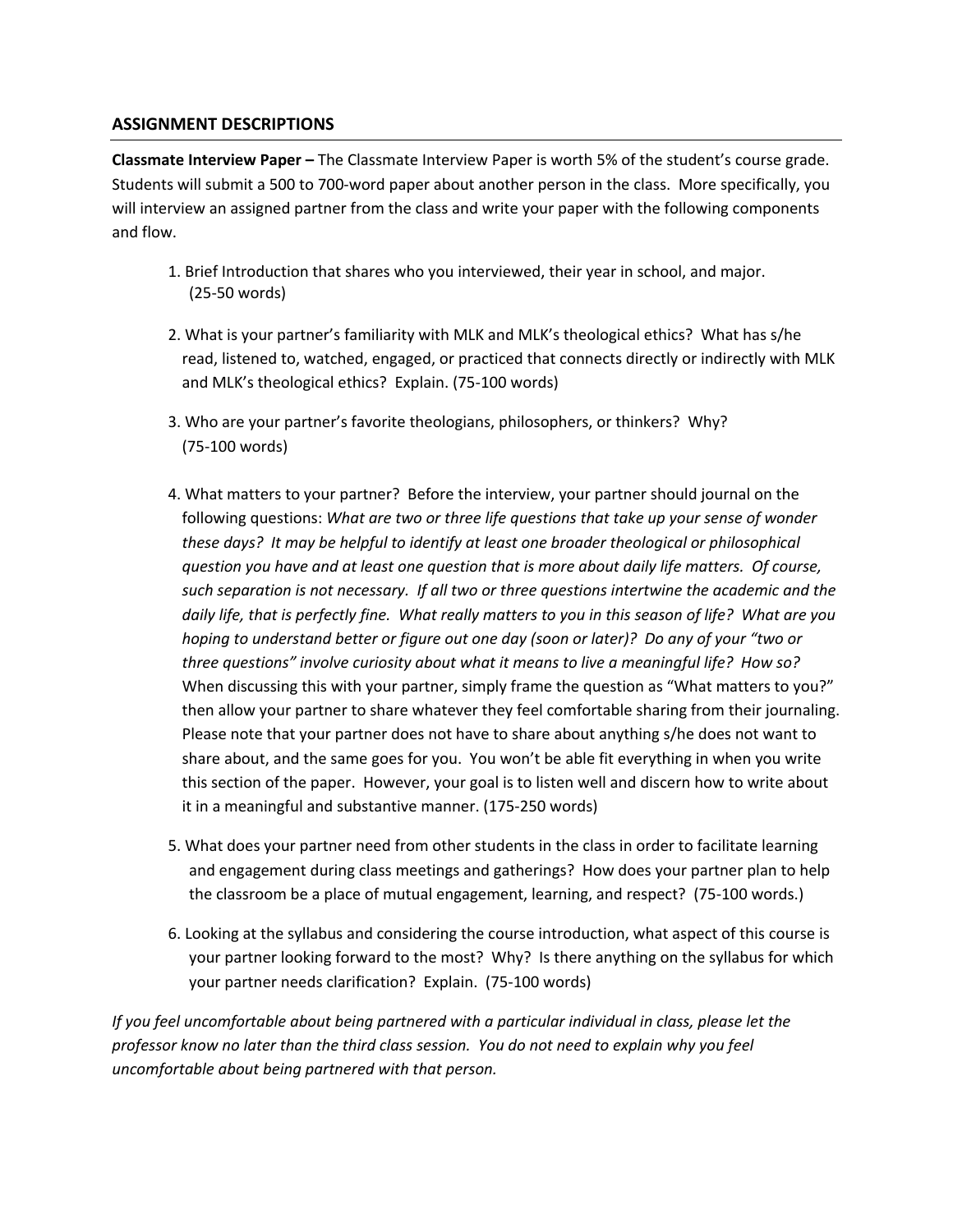## ASSIGNMENT DESCRIPTIONS

**Classmate Interview Paper –** The Classmate Interview Paper is worth 5% of the student's course grade. Students will submit a 500 to 700-word paper about another person in the class. More specifically, you will interview an assigned partner from the class and write your paper with the following components and flow.

1. Brief Introduction that shares who you interviewed, their year in school, and major. (25-50 words)

2. What is your partner's familiarity with MLK and MLK's theological ethics? What has s/he read, listened to, watched, engaged, or practiced that connects directly or indirectly with MLK and MLK's theological ethics? Explain. (75-100 words)

3. Who are your partner's favorite theologians, philosophers, or thinkers? Why? (75-100 words)

4. What matters to your partner? Before the interview, your partner should journal on the following questions: *What are two or three life questions that take up your sense of wonder these days? It may be helpful to identify at least one broader theological or philosophical question you have and at least one question that is more about daily life matters. Of course, such separation is not necessary. If all two or three questions intertwine the academic and the daily life, that is perfectly fine. What really matters to you in this season of life? What are you hoping to understand better or figure out one day (soon or later)? Do any of your "two or three questions" involve curiosity about what it means to live a meaningful life? How so?* When discussing this with your partner, simply frame the question as "What matters to you?" then allow your partner to share whatever they feel comfortable sharing from their journaling. Please note that your partner does not have to share about anything s/he does not want to share about, and the same goes for you. You won't be able fit everything in when you write this section of the paper. However, your goal is to listen well and discern how to write about it in a meaningful and substantive manner. (175-250 words)

5. What does your partner need from other students in the class in order to facilitate learning and engagement during class meetings and gatherings? How does your partner plan to help the classroom be a place of mutual engagement, learning, and respect? (75-100 words.)

6. Looking at the syllabus and considering the course introduction, what aspect of this course is your partner looking forward to the most? Why? Is there anything on the syllabus for which your partner needs clarification? Explain. (75-100 words)

*If you feel uncomfortable about being partnered with a particular individual in class, please let the professor know no later than the third class session. You do not need to explain why you feel uncomfortable about being partnered with that person.*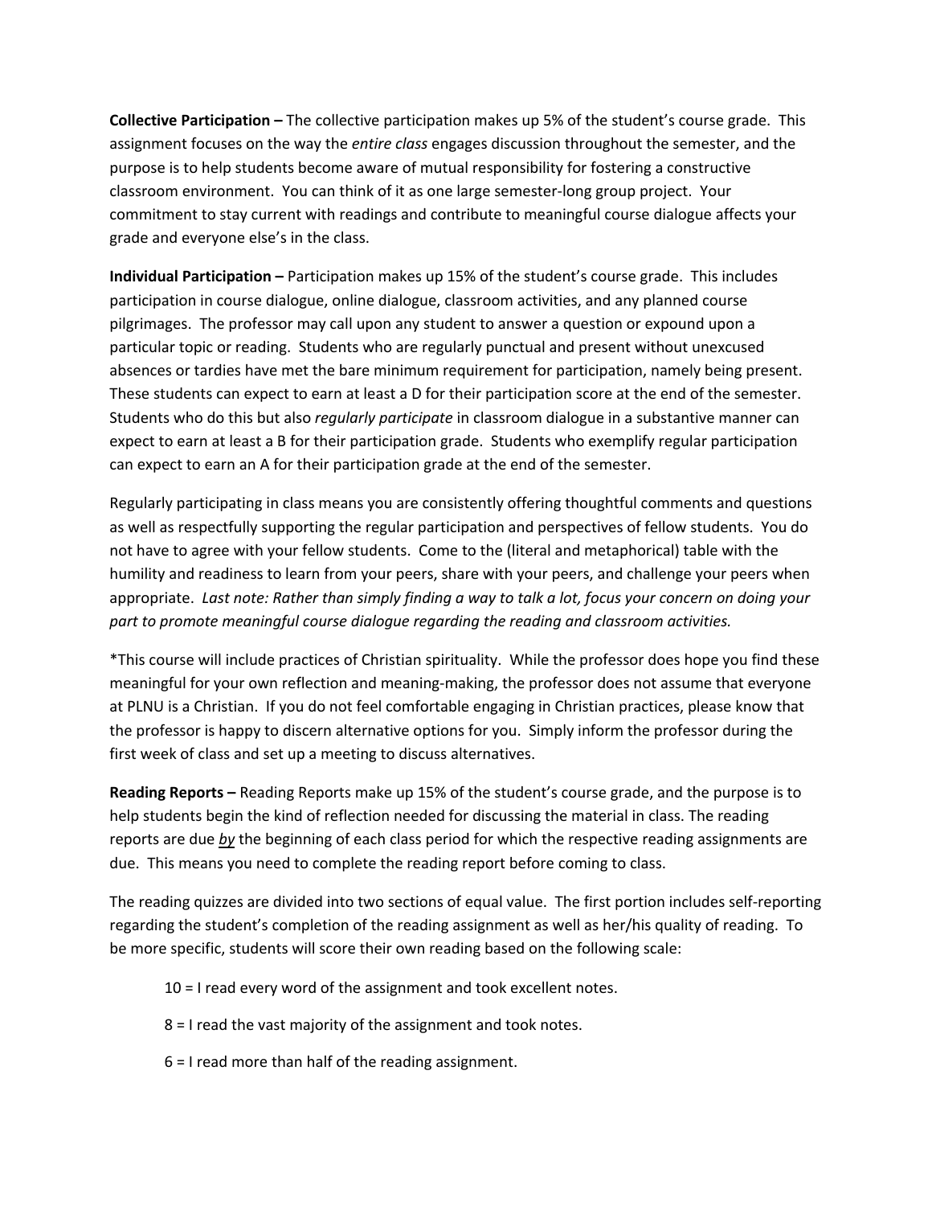**Collective Participation –** The collective participation makes up 5% of the student's course grade. This assignment focuses on the way the *entire class* engages discussion throughout the semester, and the purpose is to help students become aware of mutual responsibility for fostering a constructive classroom environment. You can think of it as one large semester-long group project. Your commitment to stay current with readings and contribute to meaningful course dialogue affects your grade and everyone else's in the class.

**Individual Participation –** Participation makes up 15% of the student's course grade. This includes participation in course dialogue, online dialogue, classroom activities, and any planned course pilgrimages. The professor may call upon any student to answer a question or expound upon a particular topic or reading. Students who are regularly punctual and present without unexcused absences or tardies have met the bare minimum requirement for participation, namely being present. These students can expect to earn at least a D for their participation score at the end of the semester. Students who do this but also *regularly participate* in classroom dialogue in a substantive manner can expect to earn at least a B for their participation grade. Students who exemplify regular participation can expect to earn an A for their participation grade at the end of the semester.

Regularly participating in class means you are consistently offering thoughtful comments and questions as well as respectfully supporting the regular participation and perspectives of fellow students. You do not have to agree with your fellow students. Come to the (literal and metaphorical) table with the humility and readiness to learn from your peers, share with your peers, and challenge your peers when appropriate. *Last note: Rather than simply finding a way to talk a lot, focus your concern on doing your part to promote meaningful course dialogue regarding the reading and classroom activities.*

*This course will include practices of Christian spirituality. While the professor does hope you find these meaningful for your own reflection and meaning-making, the professor does not assume that everyone at PLNU is a Christian. If you do not feel comfortable engaging in Christian practices, please know that the professor is happy to discern alternative options for you. Simply inform the professor during the first week of class and set up a meeting to discuss alternatives.

**Reading Reports –** Reading Reports make up 15% of the student's course grade, and the purpose is to help students begin the kind of reflection needed for discussing the material in class. The reading reports are due ***by*** the beginning of each class period for which the respective reading assignments are due. This means you need to complete the reading report before coming to class.

The reading quizzes are divided into two sections of equal value. The first portion includes self-reporting regarding the student's completion of the reading assignment as well as her/his quality of reading. To be more specific, students will score their own reading based on the following scale:

> 10 = I read every word of the assignment and took excellent notes.
>
> 8 = I read the vast majority of the assignment and took notes.
>
> 6 = I read more than half of the reading assignment.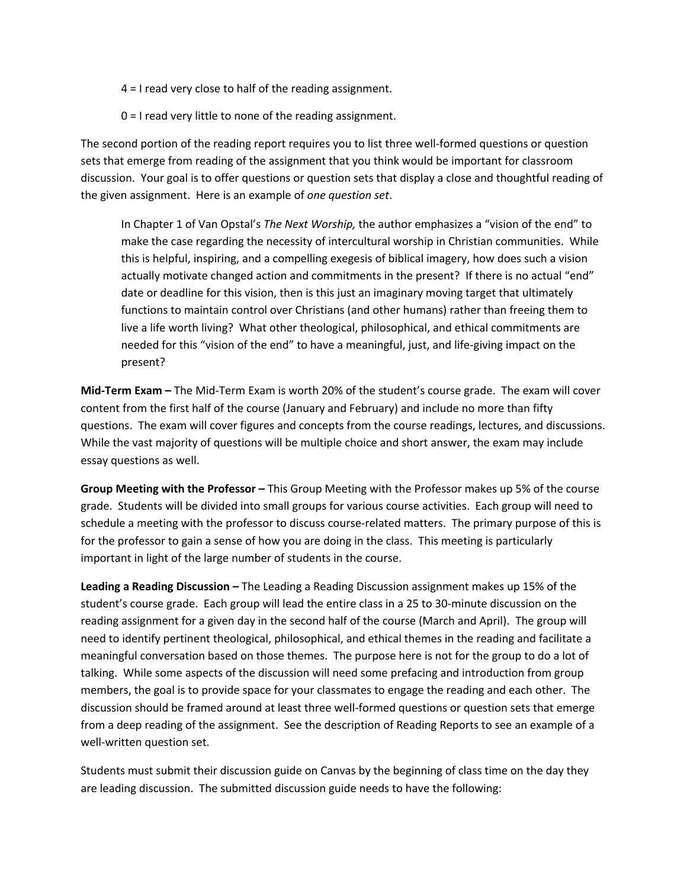4 = I read very close to half of the reading assignment.

0 = I read very little to none of the reading assignment.

The second portion of the reading report requires you to list three well-formed questions or question sets that emerge from reading of the assignment that you think would be important for classroom discussion. Your goal is to offer questions or question sets that display a close and thoughtful reading of the given assignment. Here is an example of *one question set*.

> In Chapter 1 of Van Opstal's *The Next Worship,* the author emphasizes a "vision of the end" to make the case regarding the necessity of intercultural worship in Christian communities. While this is helpful, inspiring, and a compelling exegesis of biblical imagery, how does such a vision actually motivate changed action and commitments in the present? If there is no actual "end" date or deadline for this vision, then is this just an imaginary moving target that ultimately functions to maintain control over Christians (and other humans) rather than freeing them to live a life worth living? What other theological, philosophical, and ethical commitments are needed for this "vision of the end" to have a meaningful, just, and life-giving impact on the present?

**Mid-Term Exam –** The Mid-Term Exam is worth 20% of the student's course grade. The exam will cover content from the first half of the course (January and February) and include no more than fifty questions. The exam will cover figures and concepts from the course readings, lectures, and discussions. While the vast majority of questions will be multiple choice and short answer, the exam may include essay questions as well.

**Group Meeting with the Professor –** This Group Meeting with the Professor makes up 5% of the course grade. Students will be divided into small groups for various course activities. Each group will need to schedule a meeting with the professor to discuss course-related matters. The primary purpose of this is for the professor to gain a sense of how you are doing in the class. This meeting is particularly important in light of the large number of students in the course.

**Leading a Reading Discussion –** The Leading a Reading Discussion assignment makes up 15% of the student's course grade. Each group will lead the entire class in a 25 to 30-minute discussion on the reading assignment for a given day in the second half of the course (March and April). The group will need to identify pertinent theological, philosophical, and ethical themes in the reading and facilitate a meaningful conversation based on those themes. The purpose here is not for the group to do a lot of talking. While some aspects of the discussion will need some prefacing and introduction from group members, the goal is to provide space for your classmates to engage the reading and each other. The discussion should be framed around at least three well-formed questions or question sets that emerge from a deep reading of the assignment. See the description of Reading Reports to see an example of a well-written question set.

Students must submit their discussion guide on Canvas by the beginning of class time on the day they are leading discussion. The submitted discussion guide needs to have the following: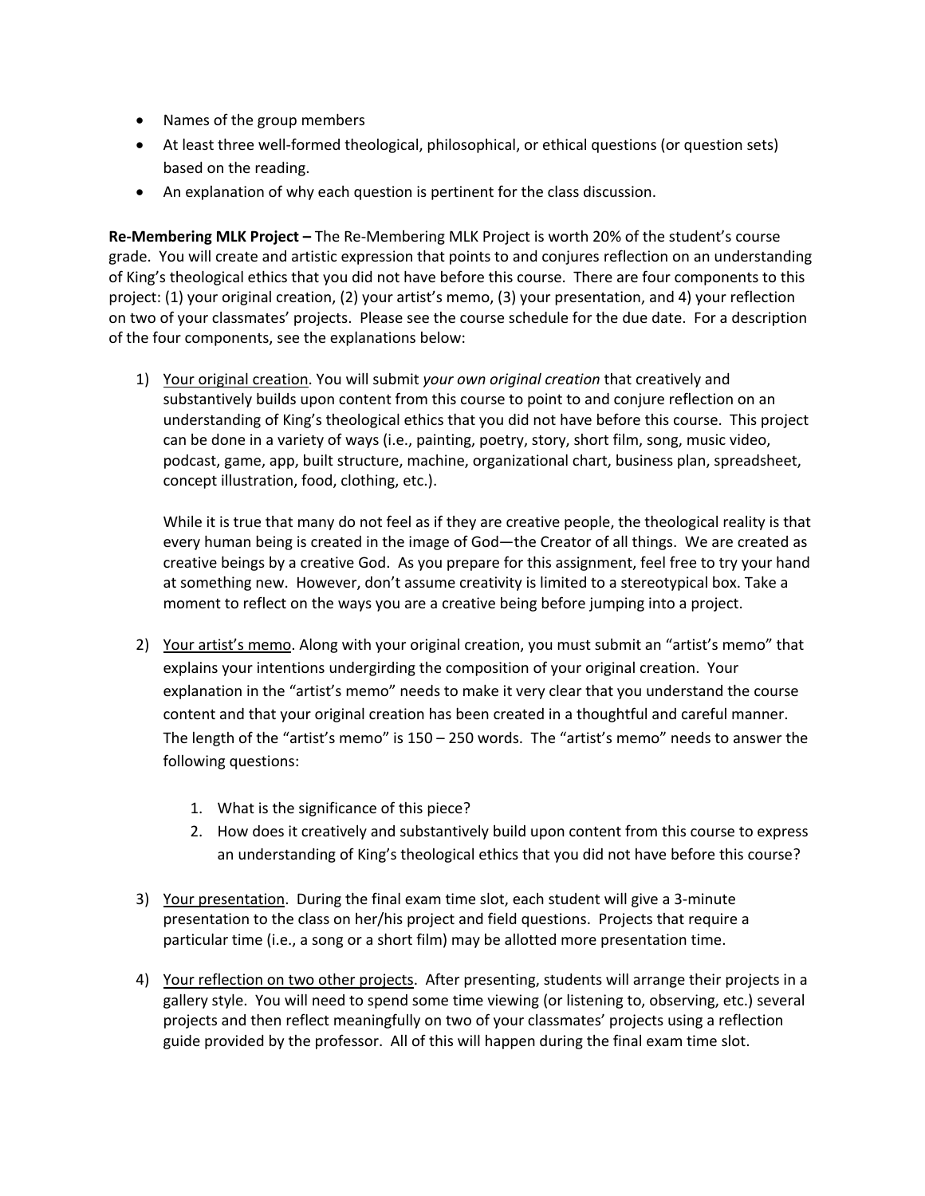- Names of the group members
- At least three well-formed theological, philosophical, or ethical questions (or question sets) based on the reading.
- An explanation of why each question is pertinent for the class discussion.

**Re-Membering MLK Project –** The Re-Membering MLK Project is worth 20% of the student's course grade. You will create and artistic expression that points to and conjures reflection on an understanding of King's theological ethics that you did not have before this course. There are four components to this project: (1) your original creation, (2) your artist's memo, (3) your presentation, and 4) your reflection on two of your classmates' projects. Please see the course schedule for the due date. For a description of the four components, see the explanations below:

1) <u>Your original creation</u>. You will submit *your own original creation* that creatively and substantively builds upon content from this course to point to and conjure reflection on an understanding of King's theological ethics that you did not have before this course. This project can be done in a variety of ways (i.e., painting, poetry, story, short film, song, music video, podcast, game, app, built structure, machine, organizational chart, business plan, spreadsheet, concept illustration, food, clothing, etc.).

   While it is true that many do not feel as if they are creative people, the theological reality is that every human being is created in the image of God—the Creator of all things. We are created as creative beings by a creative God. As you prepare for this assignment, feel free to try your hand at something new. However, don't assume creativity is limited to a stereotypical box. Take a moment to reflect on the ways you are a creative being before jumping into a project.

2) <u>Your artist's memo</u>. Along with your original creation, you must submit an "artist's memo" that explains your intentions undergirding the composition of your original creation. Your explanation in the "artist's memo" needs to make it very clear that you understand the course content and that your original creation has been created in a thoughtful and careful manner. The length of the "artist's memo" is 150 – 250 words. The "artist's memo" needs to answer the following questions:

   1. What is the significance of this piece?
   2. How does it creatively and substantively build upon content from this course to express an understanding of King's theological ethics that you did not have before this course?

3) <u>Your presentation</u>. During the final exam time slot, each student will give a 3-minute presentation to the class on her/his project and field questions. Projects that require a particular time (i.e., a song or a short film) may be allotted more presentation time.

4) <u>Your reflection on two other projects</u>. After presenting, students will arrange their projects in a gallery style. You will need to spend some time viewing (or listening to, observing, etc.) several projects and then reflect meaningfully on two of your classmates' projects using a reflection guide provided by the professor. All of this will happen during the final exam time slot.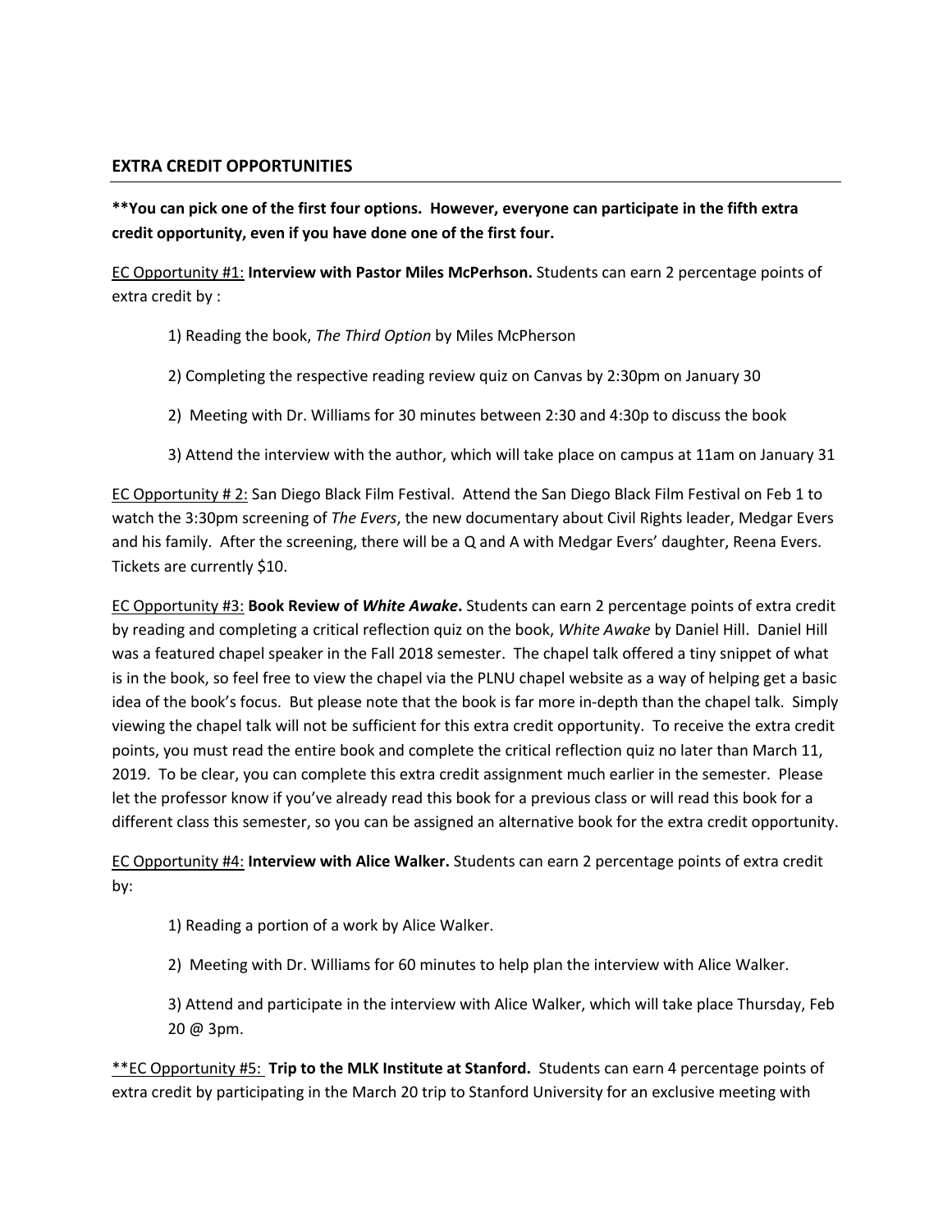## EXTRA CREDIT OPPORTUNITIES

**\*\*You can pick one of the first four options. However, everyone can participate in the fifth extra credit opportunity, even if you have done one of the first four.**

EC Opportunity #1: **Interview with Pastor Miles McPerhson.** Students can earn 2 percentage points of extra credit by :

> 1) Reading the book, *The Third Option* by Miles McPherson
>
> 2) Completing the respective reading review quiz on Canvas by 2:30pm on January 30
>
> 2) Meeting with Dr. Williams for 30 minutes between 2:30 and 4:30p to discuss the book
>
> 3) Attend the interview with the author, which will take place on campus at 11am on January 31

EC Opportunity # 2: San Diego Black Film Festival. Attend the San Diego Black Film Festival on Feb 1 to watch the 3:30pm screening of *The Evers*, the new documentary about Civil Rights leader, Medgar Evers and his family. After the screening, there will be a Q and A with Medgar Evers' daughter, Reena Evers. Tickets are currently $10.

EC Opportunity #3: **Book Review of *White Awake*.** Students can earn 2 percentage points of extra credit by reading and completing a critical reflection quiz on the book, *White Awake* by Daniel Hill. Daniel Hill was a featured chapel speaker in the Fall 2018 semester. The chapel talk offered a tiny snippet of what is in the book, so feel free to view the chapel via the PLNU chapel website as a way of helping get a basic idea of the book's focus. But please note that the book is far more in-depth than the chapel talk. Simply viewing the chapel talk will not be sufficient for this extra credit opportunity. To receive the extra credit points, you must read the entire book and complete the critical reflection quiz no later than March 11, 2019. To be clear, you can complete this extra credit assignment much earlier in the semester. Please let the professor know if you've already read this book for a previous class or will read this book for a different class this semester, so you can be assigned an alternative book for the extra credit opportunity.

EC Opportunity #4: **Interview with Alice Walker.** Students can earn 2 percentage points of extra credit by:

> 1) Reading a portion of a work by Alice Walker.
>
> 2) Meeting with Dr. Williams for 60 minutes to help plan the interview with Alice Walker.
>
> 3) Attend and participate in the interview with Alice Walker, which will take place Thursday, Feb 20 @ 3pm.

\*\*EC Opportunity #5: **Trip to the MLK Institute at Stanford.** Students can earn 4 percentage points of extra credit by participating in the March 20 trip to Stanford University for an exclusive meeting with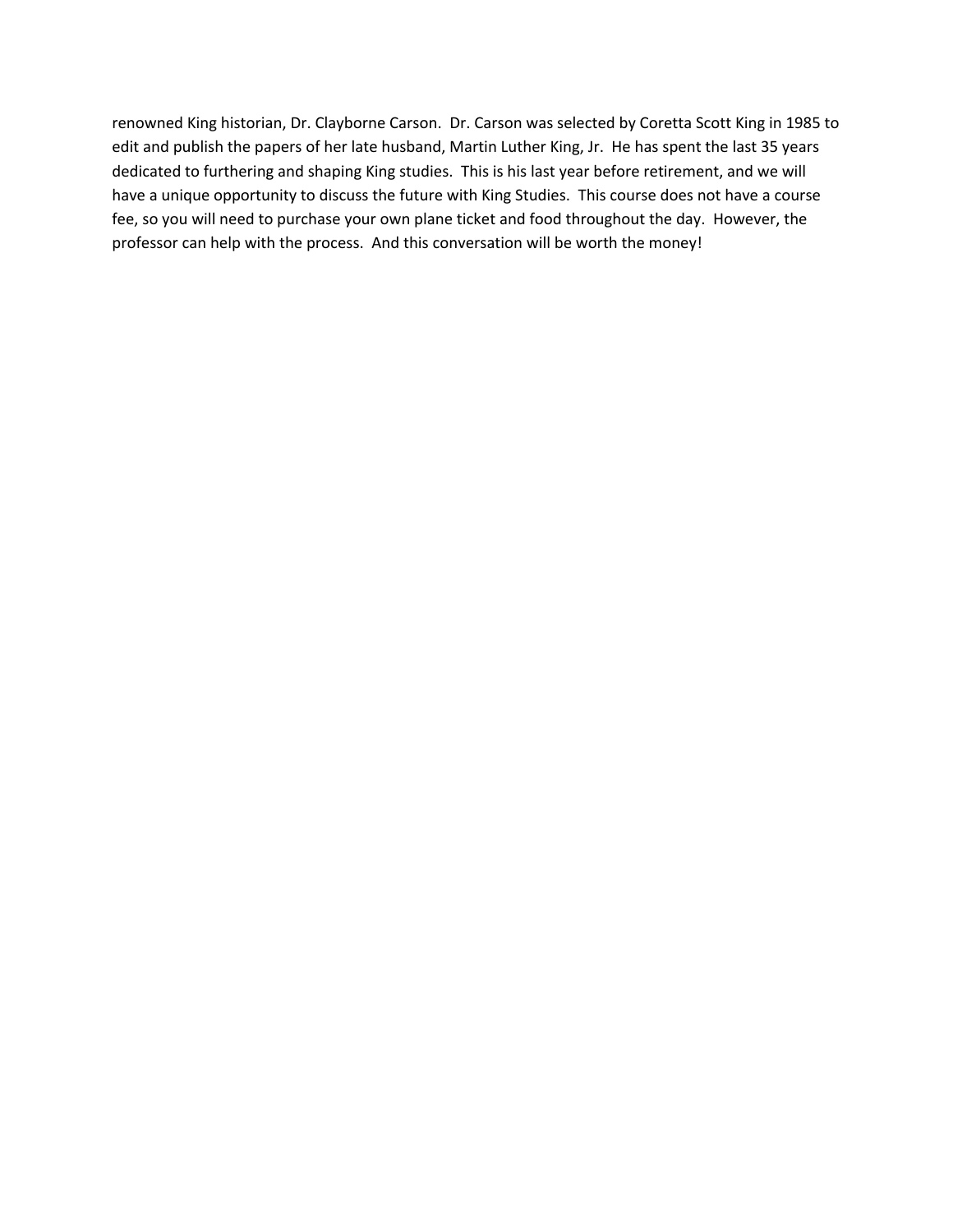renowned King historian, Dr. Clayborne Carson. Dr. Carson was selected by Coretta Scott King in 1985 to edit and publish the papers of her late husband, Martin Luther King, Jr. He has spent the last 35 years dedicated to furthering and shaping King studies. This is his last year before retirement, and we will have a unique opportunity to discuss the future with King Studies. This course does not have a course fee, so you will need to purchase your own plane ticket and food throughout the day. However, the professor can help with the process. And this conversation will be worth the money!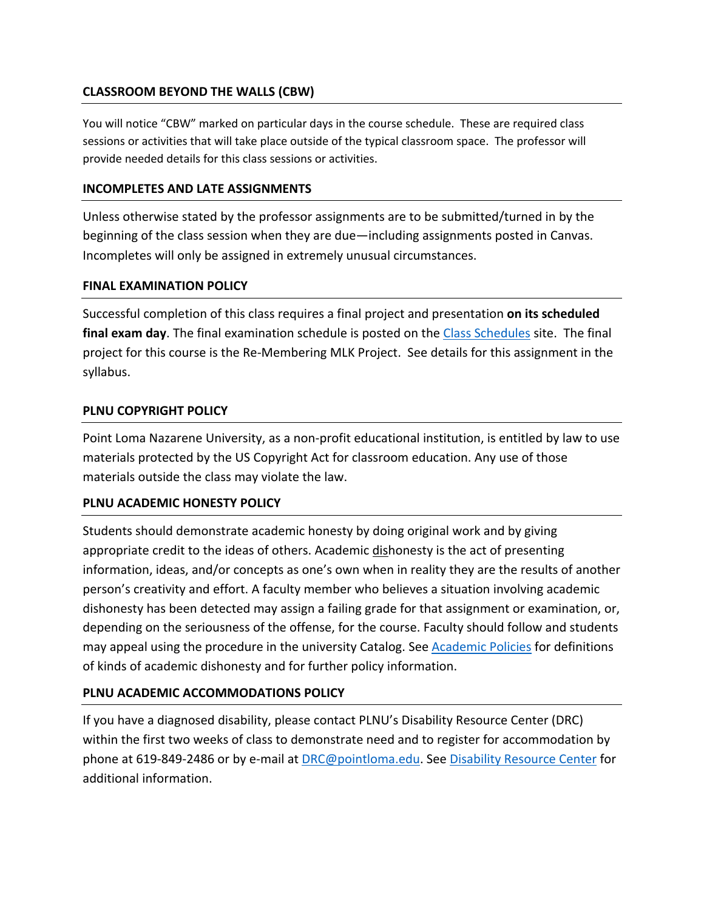## CLASSROOM BEYOND THE WALLS (CBW)

You will notice "CBW" marked on particular days in the course schedule. These are required class sessions or activities that will take place outside of the typical classroom space. The professor will provide needed details for this class sessions or activities.

## INCOMPLETES AND LATE ASSIGNMENTS

Unless otherwise stated by the professor assignments are to be submitted/turned in by the beginning of the class session when they are due—including assignments posted in Canvas. Incompletes will only be assigned in extremely unusual circumstances.

## FINAL EXAMINATION POLICY

Successful completion of this class requires a final project and presentation **on its scheduled final exam day**. The final examination schedule is posted on the Class Schedules site. The final project for this course is the Re-Membering MLK Project. See details for this assignment in the syllabus.

## PLNU COPYRIGHT POLICY

Point Loma Nazarene University, as a non-profit educational institution, is entitled by law to use materials protected by the US Copyright Act for classroom education. Any use of those materials outside the class may violate the law.

## PLNU ACADEMIC HONESTY POLICY

Students should demonstrate academic honesty by doing original work and by giving appropriate credit to the ideas of others. Academic dishonesty is the act of presenting information, ideas, and/or concepts as one's own when in reality they are the results of another person's creativity and effort. A faculty member who believes a situation involving academic dishonesty has been detected may assign a failing grade for that assignment or examination, or, depending on the seriousness of the offense, for the course. Faculty should follow and students may appeal using the procedure in the university Catalog. See Academic Policies for definitions of kinds of academic dishonesty and for further policy information.

## PLNU ACADEMIC ACCOMMODATIONS POLICY

If you have a diagnosed disability, please contact PLNU's Disability Resource Center (DRC) within the first two weeks of class to demonstrate need and to register for accommodation by phone at 619-849-2486 or by e-mail at DRC@pointloma.edu. See Disability Resource Center for additional information.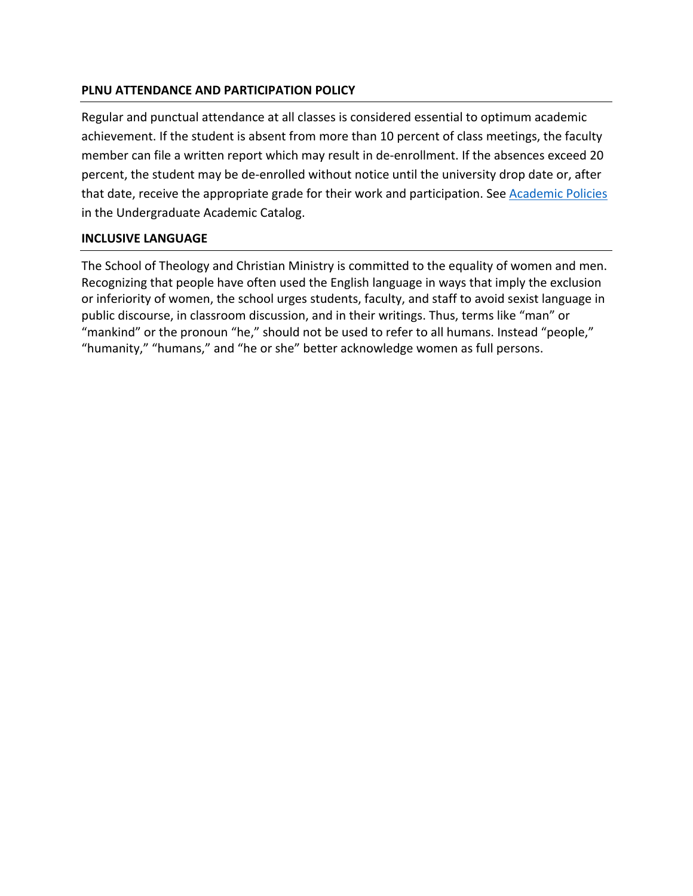## PLNU ATTENDANCE AND PARTICIPATION POLICY

Regular and punctual attendance at all classes is considered essential to optimum academic achievement. If the student is absent from more than 10 percent of class meetings, the faculty member can file a written report which may result in de-enrollment. If the absences exceed 20 percent, the student may be de-enrolled without notice until the university drop date or, after that date, receive the appropriate grade for their work and participation. See [Academic Policies] in the Undergraduate Academic Catalog.

## INCLUSIVE LANGUAGE

The School of Theology and Christian Ministry is committed to the equality of women and men. Recognizing that people have often used the English language in ways that imply the exclusion or inferiority of women, the school urges students, faculty, and staff to avoid sexist language in public discourse, in classroom discussion, and in their writings. Thus, terms like "man" or "mankind" or the pronoun "he," should not be used to refer to all humans. Instead "people," "humanity," "humans," and "he or she" better acknowledge women as full persons.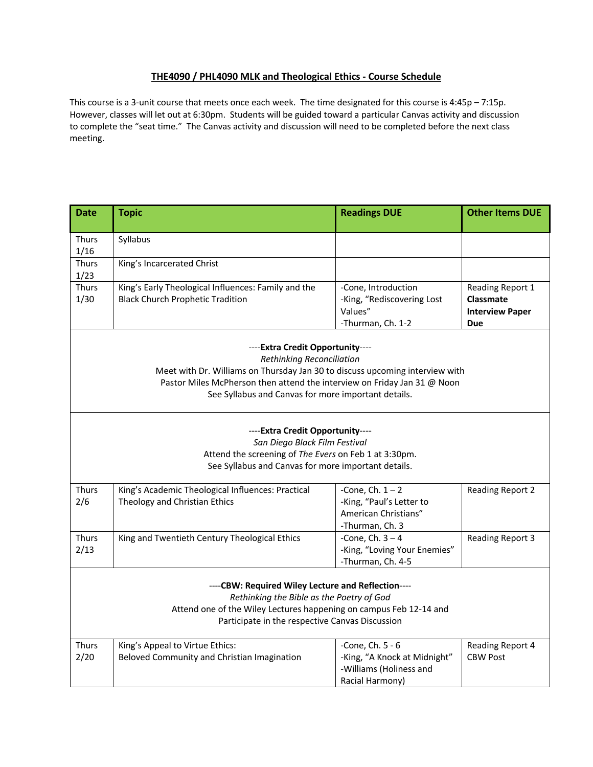# THE4090 / PHL4090 MLK and Theological Ethics - Course Schedule

This course is a 3-unit course that meets once each week. The time designated for this course is 4:45p – 7:15p. However, classes will let out at 6:30pm. Students will be guided toward a particular Canvas activity and discussion to complete the "seat time." The Canvas activity and discussion will need to be completed before the next class meeting.

| Date | Topic | Readings DUE | Other Items DUE |
|---|---|---|---|
| Thurs 1/16 | Syllabus | | |
| Thurs 1/23 | King's Incarcerated Christ | | |
| Thurs 1/30 | King's Early Theological Influences: Family and the Black Church Prophetic Tradition | -Cone, Introduction<br>-King, "Rediscovering Lost Values"<br>-Thurman, Ch. 1-2 | Reading Report 1<br>**Classmate Interview Paper Due** |
| ----**Extra Credit Opportunity**----<br>*Rethinking Reconciliation*<br>Meet with Dr. Williams on Thursday Jan 30 to discuss upcoming interview with Pastor Miles McPherson then attend the interview on Friday Jan 31 @ Noon<br>See Syllabus and Canvas for more important details. | | | |
| ----**Extra Credit Opportunity**----<br>*San Diego Black Film Festival*<br>Attend the screening of *The Evers* on Feb 1 at 3:30pm.<br>See Syllabus and Canvas for more important details. | | | |
| Thurs 2/6 | King's Academic Theological Influences: Practical Theology and Christian Ethics | -Cone, Ch. 1 – 2<br>-King, "Paul's Letter to American Christians"<br>-Thurman, Ch. 3 | Reading Report 2 |
| Thurs 2/13 | King and Twentieth Century Theological Ethics | -Cone, Ch. 3 – 4<br>-King, "Loving Your Enemies"<br>-Thurman, Ch. 4-5 | Reading Report 3 |
| ----**CBW: Required Wiley Lecture and Reflection**----<br>*Rethinking the Bible as the Poetry of God*<br>Attend one of the Wiley Lectures happening on campus Feb 12-14 and Participate in the respective Canvas Discussion | | | |
| Thurs 2/20 | King's Appeal to Virtue Ethics:<br>Beloved Community and Christian Imagination | -Cone, Ch. 5 - 6<br>-King, "A Knock at Midnight"<br>-Williams (Holiness and Racial Harmony) | Reading Report 4<br>CBW Post |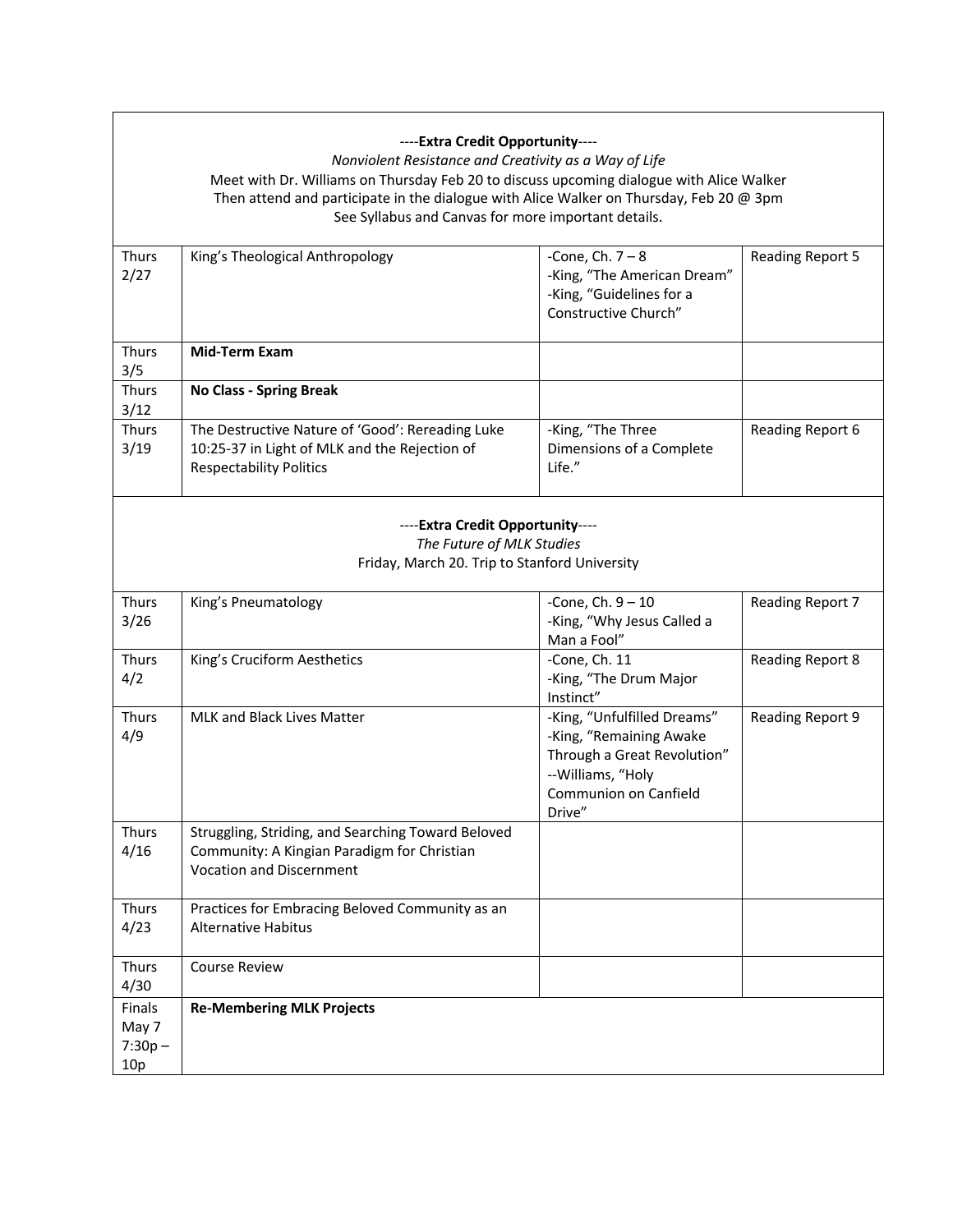| | | | |
|---|---|---|---|
| ----**Extra Credit Opportunity**----<br>*Nonviolent Resistance and Creativity as a Way of Life*<br>Meet with Dr. Williams on Thursday Feb 20 to discuss upcoming dialogue with Alice Walker<br>Then attend and participate in the dialogue with Alice Walker on Thursday, Feb 20 @ 3pm<br>See Syllabus and Canvas for more important details. | | | |
| Thurs 2/27 | King's Theological Anthropology | -Cone, Ch. 7 – 8<br>-King, "The American Dream"<br>-King, "Guidelines for a Constructive Church" | Reading Report 5 |
| Thurs 3/5 | **Mid-Term Exam** | | |
| Thurs 3/12 | **No Class - Spring Break** | | |
| Thurs 3/19 | The Destructive Nature of 'Good': Rereading Luke 10:25-37 in Light of MLK and the Rejection of Respectability Politics | -King, "The Three Dimensions of a Complete Life." | Reading Report 6 |
| ----**Extra Credit Opportunity**----<br>*The Future of MLK Studies*<br>Friday, March 20. Trip to Stanford University | | | |
| Thurs 3/26 | King's Pneumatology | -Cone, Ch. 9 – 10<br>-King, "Why Jesus Called a Man a Fool" | Reading Report 7 |
| Thurs 4/2 | King's Cruciform Aesthetics | -Cone, Ch. 11<br>-King, "The Drum Major Instinct" | Reading Report 8 |
| Thurs 4/9 | MLK and Black Lives Matter | -King, "Unfulfilled Dreams"<br>-King, "Remaining Awake Through a Great Revolution"<br>--Williams, "Holy Communion on Canfield Drive" | Reading Report 9 |
| Thurs 4/16 | Struggling, Striding, and Searching Toward Beloved Community: A Kingian Paradigm for Christian Vocation and Discernment | | |
| Thurs 4/23 | Practices for Embracing Beloved Community as an Alternative Habitus | | |
| Thurs 4/30 | Course Review | | |
| Finals May 7 7:30p – 10p | **Re-Membering MLK Projects** | | |